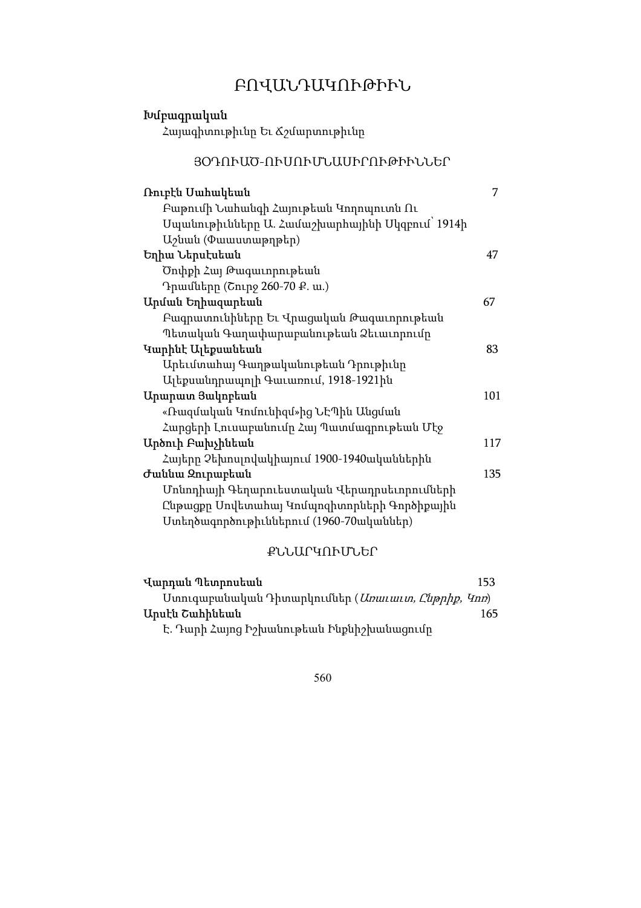# ԲՈՎԱՆԴԱԿՈՒԹԻՒՆ

**Խմբագրական**

*Հայագիտութիւնը Եւ Ճշմարտութիւնը*

## ՅՕԴՈՒԱԾ-ՈՒՍՈՒՄՆԱՍԻՐՈՒԹԻՒՆՆԵՐ

**Ռուբէն Սահակեան** 7
Բաթումի Նահանգի Հայութեան Կողոպուտն Ու Սպանութիւնները Ա. Համաշխարհայինի Սկզբում՝ 1914ի Աշնան (Փաստաթղթեր)

**Եղիա Ներսէսեան** 47
Ծոփքի Հայ Թագաւորութեան Դրամները (Շուրջ 260-70 Ք. ա.)

**Արման Եղիազարեան** 67
Բագրատունիները Եւ Վրացական Թագաւորութեան Պետական Գաղափարաբանութեան Ձեւաւորումը

**Կարինէ Ալեքսանեան** 83
Արեւմտահայ Գաղթականութեան Դրութիւնը Ալեքսանդրապոլի Գաւառում, 1918-1921ին

**Արարատ Յակոբեան** 101
«Ռազմական Կոմունիզմ»ից ՆԷՊին Անցման Հարցերի Լուսաբանումը Հայ Պատմագրութեան Մէջ

**Արծուի Բախչինեան** 117
Հայերը Չեխոսլովակիայում 1900-1940ականներին

**Ժաննա Զուրաբեան** 135
Մոնոդիայի Գեղարուեստական Վերադրսեւորումների Ընթացքը Սովետահայ Կոմպոզիտորների Գործիքային Ստեղծագործութիւններում (1960-70ականներ)

## ՔՆՆԱՐԿՈՒՄՆԵՐ

**Վարդան Պետրոսեան** 153
Ստուգաբանական Դիտարկումներ (*Առաւաւտ, Ընթրիք, Կոռ*)

**Արսէն Շահինեան** 165
Է. Դարի Հայոց Իշխանութեան Ինքնիշխանացումը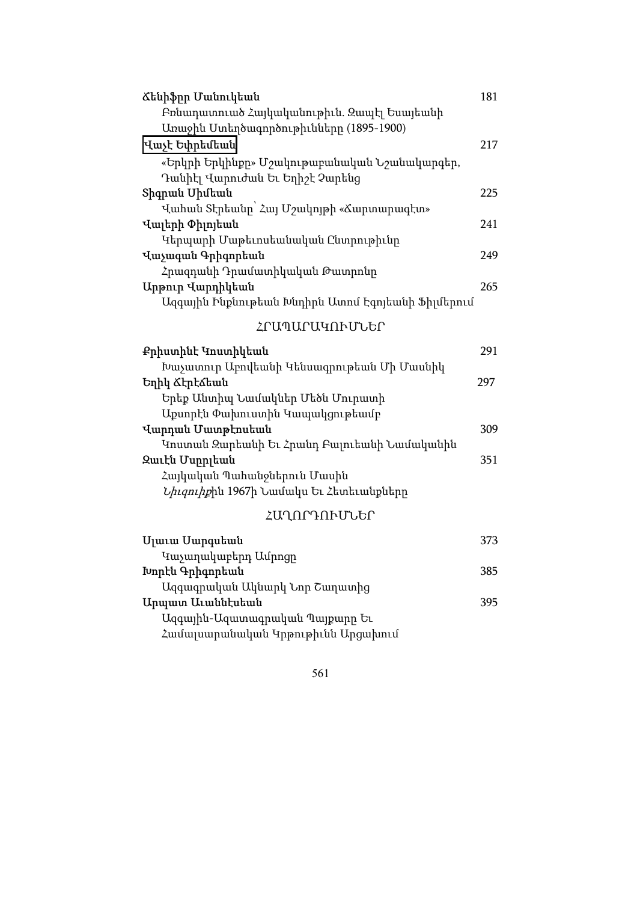**Ճենիֆըր Մանուկեան** 181

Բռնադատուած Հայկականութիւն. Զապէլ Եսայեանի Առաջին Ստեղծագործութիւնները (1895-1900)

**Վաչէ Եփրեմեան** 217

«Երկրի Երկինքը» Մշակութաբանական Նշանակարգեր, Դանիէլ Վարուժան Եւ Եղիշէ Չարենց

**Տիգրան Սիմեան** 225

Վահան Տէրեանը՝ Հայ Մշակոյթի «Ճարտարագէտ»

**Վալերի Փիլոյեան** 241

Կերպարի Մաթեւոսեանական Ընտրութիւնը

**Վաչագան Գրիգորեան** 249

Հրազդանի Դրամատիկական Թատրոնը

**Արթուր Վարդիկեան** 265

Ազգային Ինքնութեան Խնդիրն Ատոմ Էգոյեանի Ֆիլմերում

## ՀՐԱՊԱՐԱԿՈՒՄՆԵՐ

**Քրիստինէ Կոստիկեան** 291

Խաչատուր Աբովեանի Կենսագրութեան Մի Մասնիկ

**Եղիկ Ճէրէճեան** 297

Երեք Անտիպ Նամակներ Մեծն Մուրատի Աքսորէն Փախուստին Կապակցութեամբ

**Վարդան Մատթէոսեան** 309

Կոստան Զարեանի Եւ Հրանդ Բալուեանի Նամականին

**Զաւէն Մսըրլեան** 351

Հայկական Պահանջներուն Մասին

*Նիւզուիք*ին 1967ի Նամակս Եւ Հետեւանքները

## ՀԱՂՈՐԴՈՒՄՆԵՐ

**Սլաւա Սարգսեան** 373

Կաչաղակաբերդ Ամրոցը

**Խորէն Գրիգորեան** 385

Ազգագրական Ակնարկ Նոր Շաղատից

**Արպատ Աւաննէսեան** 395

Ազգային-Ազատագրական Պայքարը Եւ Համալսարանական Կրթութիւնն Արցախում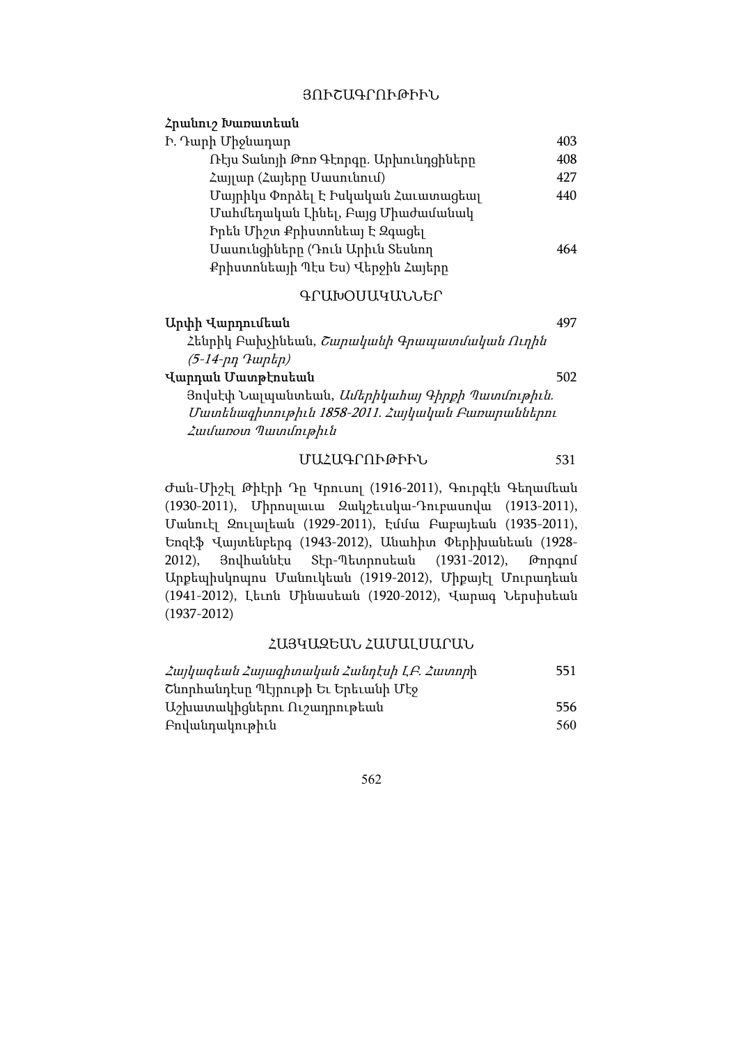## ՅՈՒՇԱԳՐՈՒԹԻՒՆ

**Հրանուշ Խառատեան**

Ի. Դարի Միջնադար — 403

Ռէյս Տանոյի Թոռ Գէորգը. Արխունդցիները — 408

Հայլար (Հայերը Սասունում) — 427

Մայրիկս Փորձել Է Իսկական Հաւատացեալ Մահմեդական Լինել, Բայց Միաժամանակ Իրեն Միշտ Քրիստոնեայ Է Զգացել — 440

Սասունցիները (Դուն Արիւն Տեսնող Քրիստոնեայի Պէս Ես) Վերջին Հայերը — 464

## ԳՐԱԽՕՍԱԿԱՆՆԵՐ

**Արփի Վարդումեան** — 497

Հենրիկ Բախչինեան, *Շարականի Գրապատմական Ուղին (5-14-րդ Դարեր)*

**Վարդան Մատթէոսեան** — 502

Յովսէփ Նալպանտեան, *Ամերիկահայ Գիրքի Պատմութիւն. Մատենագիտութիւն 1858-2011. Հայկական Բառարաններու Համառօտ Պատմութիւն*

## ՄԱՀԱԳՐՈՒԹԻՒՆ — 531

Ժան-Միշէլ Թիէրի Դը Կրուսոլ (1916-2011), Գուրգէն Գեղամեան (1930-2011), Միրոսլաւա Զակշեւսկա-Դուբասովա (1913-2011), Մանուէլ Զուլալեան (1929-2011), Էմմա Բաբայեան (1935-2011), Եոզէֆ Վայտենբերգ (1943-2012), Անահիտ Փերիխանեան (1928-2012), Յովհաննէս Տէր-Պետրոսեան (1931-2012), Թորգոմ Արքեպիսկոպոս Մանուկեան (1919-2012), Միքայէլ Մուրադեան (1941-2012), Լեւոն Մինասեան (1920-2012), Վարազ Ներսիսեան (1937-2012)

## ՀԱՅԿԱԶԵԱՆ ՀԱՄԱԼՍԱՐԱՆ

*Հայկազեան Հայագիտական Հանդէսի ԼԲ. Հատորի* Շնորհանդէսը Պէյրութի Եւ Երեւանի Մէջ — 551

Աշխատակիցներու Ուշադրութեան — 556

Բովանդակութիւն — 560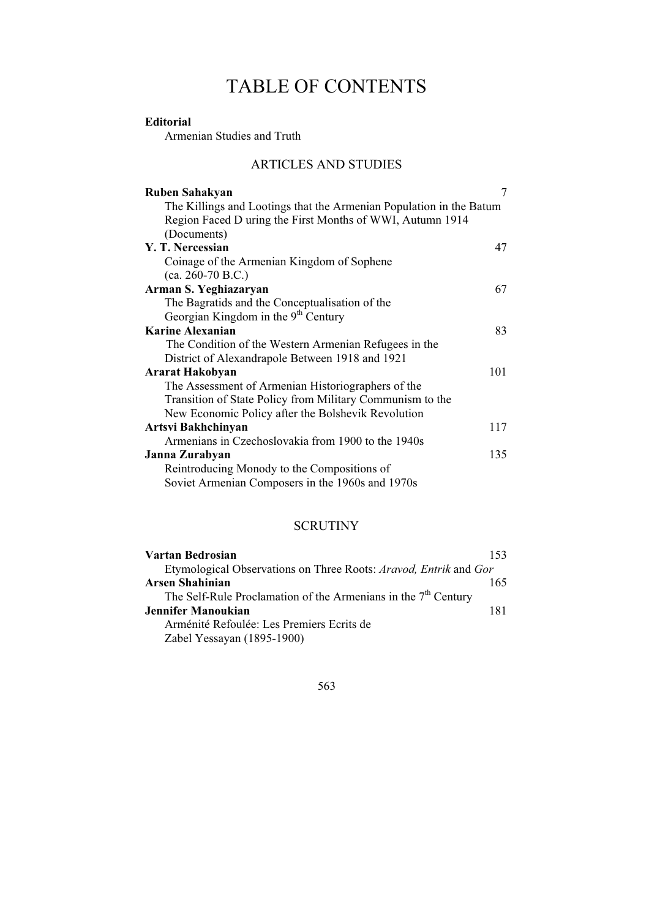# TABLE OF CONTENTS

**Editorial**
Armenian Studies and Truth

## ARTICLES AND STUDIES

**Ruben Sahakyan** 7
The Killings and Lootings that the Armenian Population in the Batum Region Faced D uring the First Months of WWI, Autumn 1914 (Documents)

**Y. T. Nercessian** 47
Coinage of the Armenian Kingdom of Sophene (ca. 260-70 B.C.)

**Arman S. Yeghiazaryan** 67
The Bagratids and the Conceptualisation of the Georgian Kingdom in the 9th Century

**Karine Alexanian** 83
The Condition of the Western Armenian Refugees in the District of Alexandrapole Between 1918 and 1921

**Ararat Hakobyan** 101
The Assessment of Armenian Historiographers of the Transition of State Policy from Military Communism to the New Economic Policy after the Bolshevik Revolution

**Artsvi Bakhchinyan** 117
Armenians in Czechoslovakia from 1900 to the 1940s

**Janna Zurabyan** 135
Reintroducing Monody to the Compositions of Soviet Armenian Composers in the 1960s and 1970s

## SCRUTINY

**Vartan Bedrosian** 153
Etymological Observations on Three Roots: *Aravod, Entrik* and *Gor*

**Arsen Shahinian** 165
The Self-Rule Proclamation of the Armenians in the 7th Century

**Jennifer Manoukian** 181
Arménité Refoulée: Les Premiers Ecrits de Zabel Yessayan (1895-1900)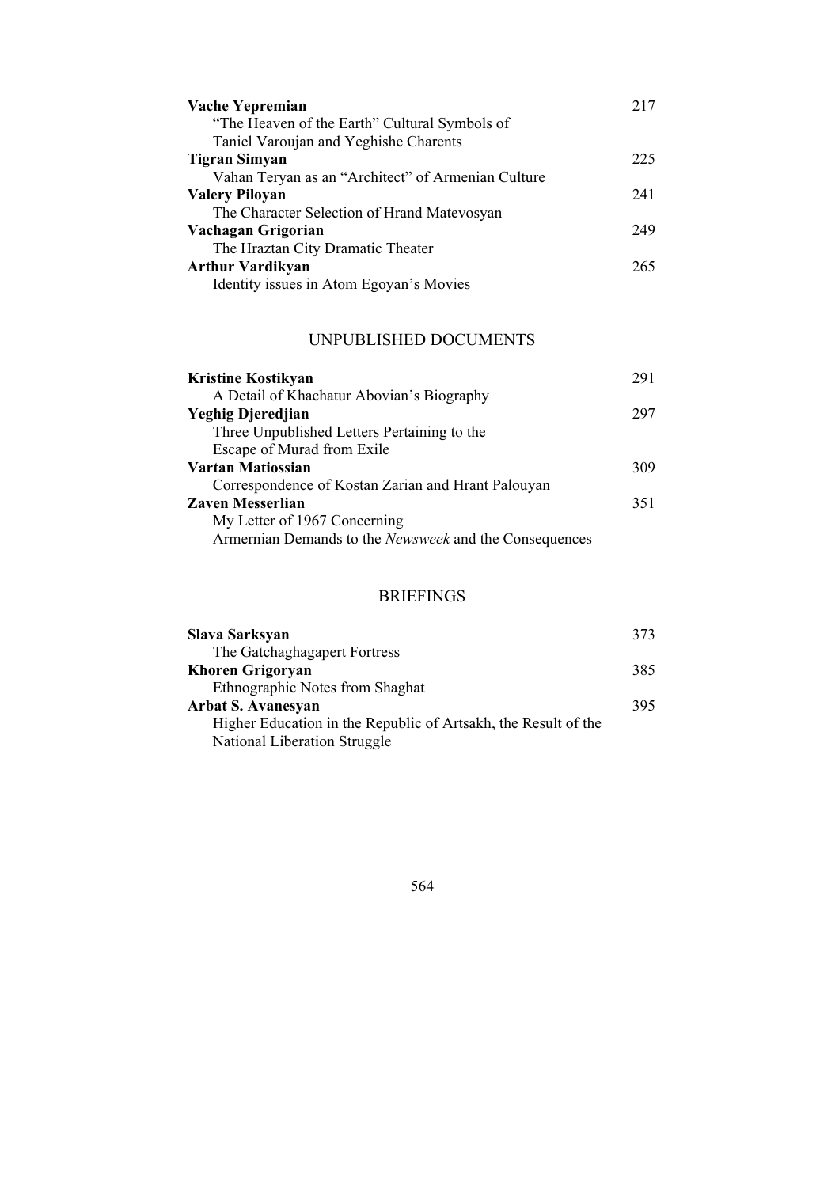**Vache Yepremian** 217
"The Heaven of the Earth" Cultural Symbols of
Taniel Varoujan and Yeghishe Charents

**Tigran Simyan** 225
Vahan Teryan as an "Architect" of Armenian Culture

**Valery Piloyan** 241
The Character Selection of Hrand Matevosyan

**Vachagan Grigorian** 249
The Hraztan City Dramatic Theater

**Arthur Vardikyan** 265
Identity issues in Atom Egoyan's Movies

## UNPUBLISHED DOCUMENTS

**Kristine Kostikyan** 291
A Detail of Khachatur Abovian's Biography

**Yeghig Djeredjian** 297
Three Unpublished Letters Pertaining to the
Escape of Murad from Exile

**Vartan Matiossian** 309
Correspondence of Kostan Zarian and Hrant Palouyan

**Zaven Messerlian** 351
My Letter of 1967 Concerning
Armernian Demands to the *Newsweek* and the Consequences

## BRIEFINGS

**Slava Sarksyan** 373
The Gatchaghagapert Fortress

**Khoren Grigoryan** 385
Ethnographic Notes from Shaghat

**Arbat S. Avanesyan** 395
Higher Education in the Republic of Artsakh, the Result of the
National Liberation Struggle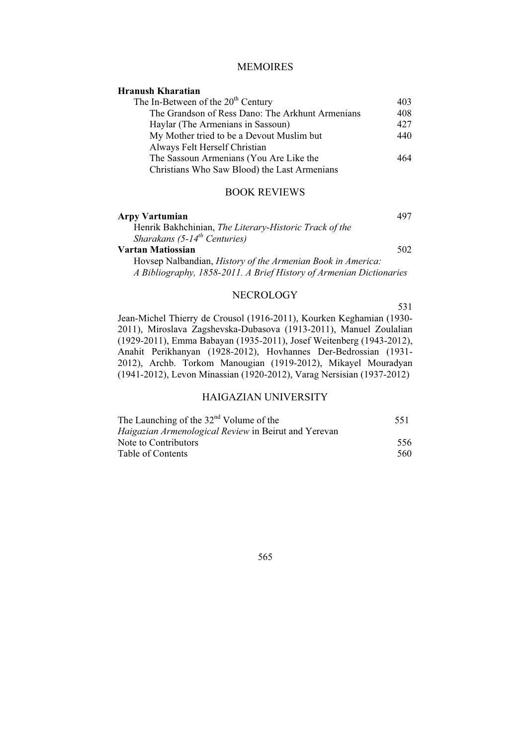## MEMOIRES

**Hranush Kharatian**

The In-Between of the 20th Century 403

The Grandson of Ress Dano: The Arkhunt Armenians 408

Haylar (The Armenians in Sassoun) 427

My Mother tried to be a Devout Muslim but Always Felt Herself Christian 440

The Sassoun Armenians (You Are Like the Christians Who Saw Blood) the Last Armenians 464

## BOOK REVIEWS

**Arpy Vartumian** 497

Henrik Bakhchinian, *The Literary-Historic Track of the Sharakans (5-14th Centuries)*

**Vartan Matiossian** 502

Hovsep Nalbandian, *History of the Armenian Book in America: A Bibliography, 1858-2011. A Brief History of Armenian Dictionaries*

## NECROLOGY

531

Jean-Michel Thierry de Crousol (1916-2011), Kourken Keghamian (1930-2011), Miroslava Zagshevska-Dubasova (1913-2011), Manuel Zoulalian (1929-2011), Emma Babayan (1935-2011), Josef Weitenberg (1943-2012), Anahit Perikhanyan (1928-2012), Hovhannes Der-Bedrossian (1931-2012), Archb. Torkom Manougian (1919-2012), Mikayel Mouradyan (1941-2012), Levon Minassian (1920-2012), Varag Nersisian (1937-2012)

## HAIGAZIAN UNIVERSITY

The Launching of the 32nd Volume of the *Haigazian Armenological Review* in Beirut and Yerevan 551

Note to Contributors 556

Table of Contents 560